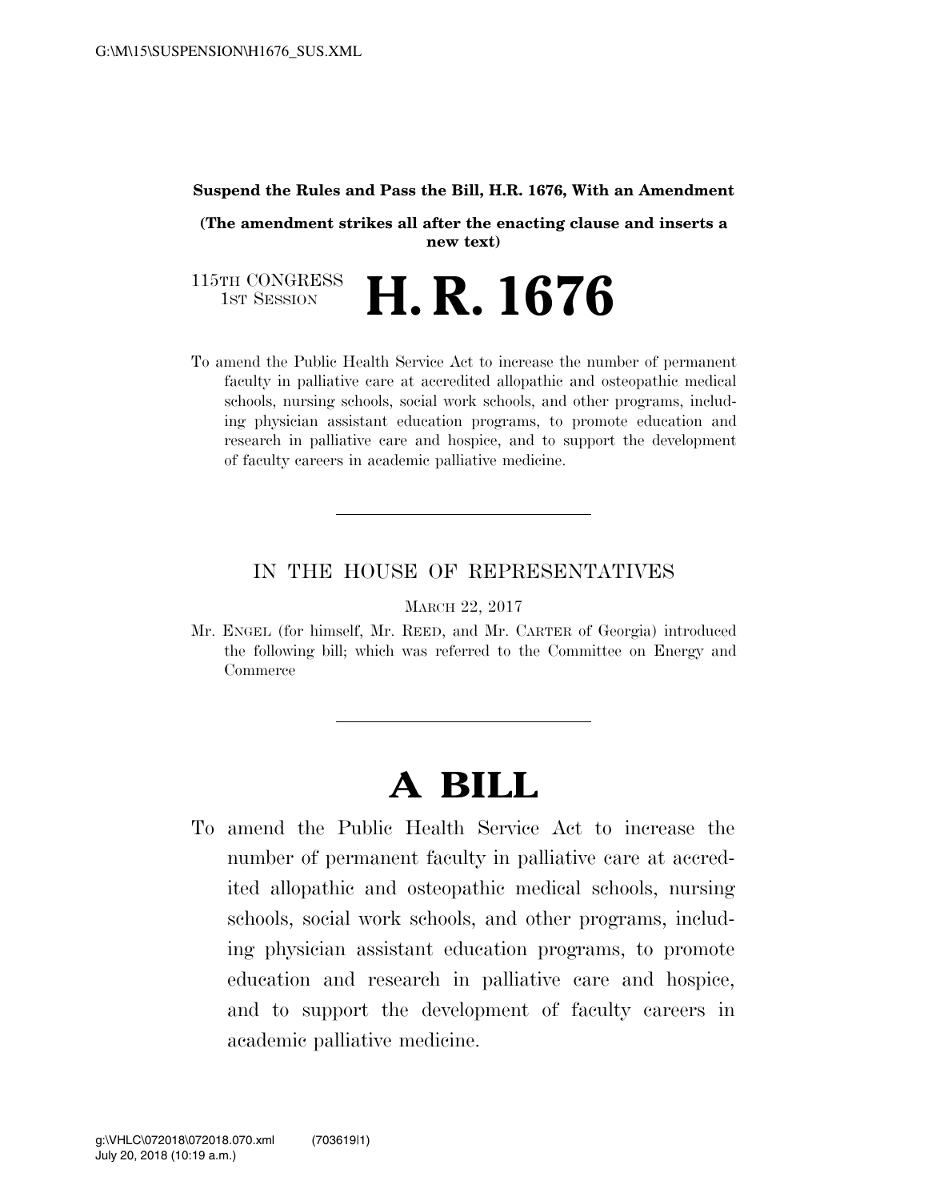**Suspend the Rules and Pass the Bill, H.R. 1676, With an Amendment**

**(The amendment strikes all after the enacting clause and inserts a new text)**

115TH CONGRESS
1ST SESSION

# H. R. 1676

To amend the Public Health Service Act to increase the number of permanent faculty in palliative care at accredited allopathic and osteopathic medical schools, nursing schools, social work schools, and other programs, including physician assistant education programs, to promote education and research in palliative care and hospice, and to support the development of faculty careers in academic palliative medicine.

---

IN THE HOUSE OF REPRESENTATIVES

MARCH 22, 2017

Mr. ENGEL (for himself, Mr. REED, and Mr. CARTER of Georgia) introduced the following bill; which was referred to the Committee on Energy and Commerce

---

# A BILL

To amend the Public Health Service Act to increase the number of permanent faculty in palliative care at accredited allopathic and osteopathic medical schools, nursing schools, social work schools, and other programs, including physician assistant education programs, to promote education and research in palliative care and hospice, and to support the development of faculty careers in academic palliative medicine.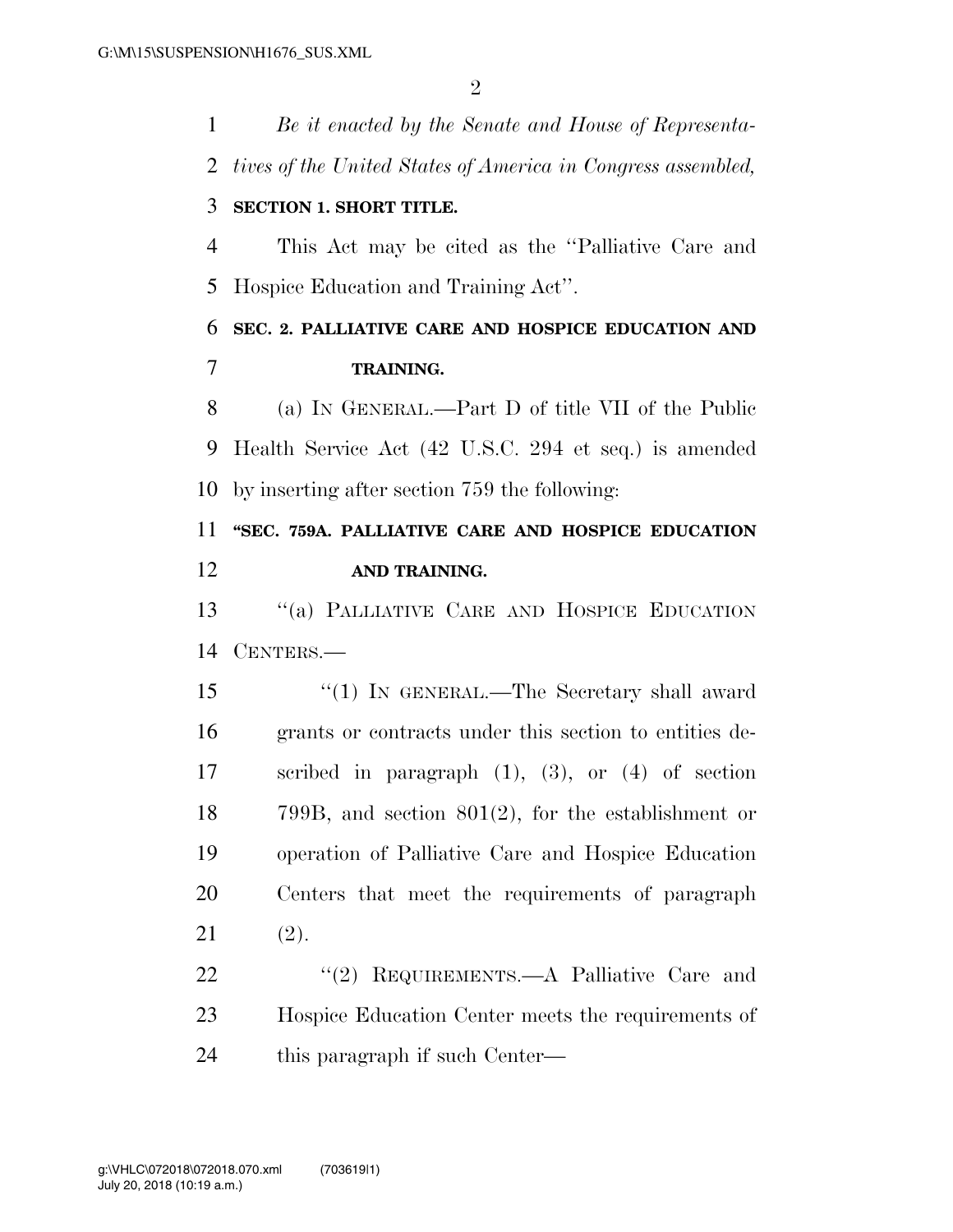*Be it enacted by the Senate and House of Representatives of the United States of America in Congress assembled,*

**SECTION 1. SHORT TITLE.**

This Act may be cited as the "Palliative Care and Hospice Education and Training Act".

**SEC. 2. PALLIATIVE CARE AND HOSPICE EDUCATION AND TRAINING.**

(a) IN GENERAL.—Part D of title VII of the Public Health Service Act (42 U.S.C. 294 et seq.) is amended by inserting after section 759 the following:

**"SEC. 759A. PALLIATIVE CARE AND HOSPICE EDUCATION AND TRAINING.**

"(a) PALLIATIVE CARE AND HOSPICE EDUCATION CENTERS.—

"(1) IN GENERAL.—The Secretary shall award grants or contracts under this section to entities described in paragraph (1), (3), or (4) of section 799B, and section 801(2), for the establishment or operation of Palliative Care and Hospice Education Centers that meet the requirements of paragraph (2).

"(2) REQUIREMENTS.—A Palliative Care and Hospice Education Center meets the requirements of this paragraph if such Center—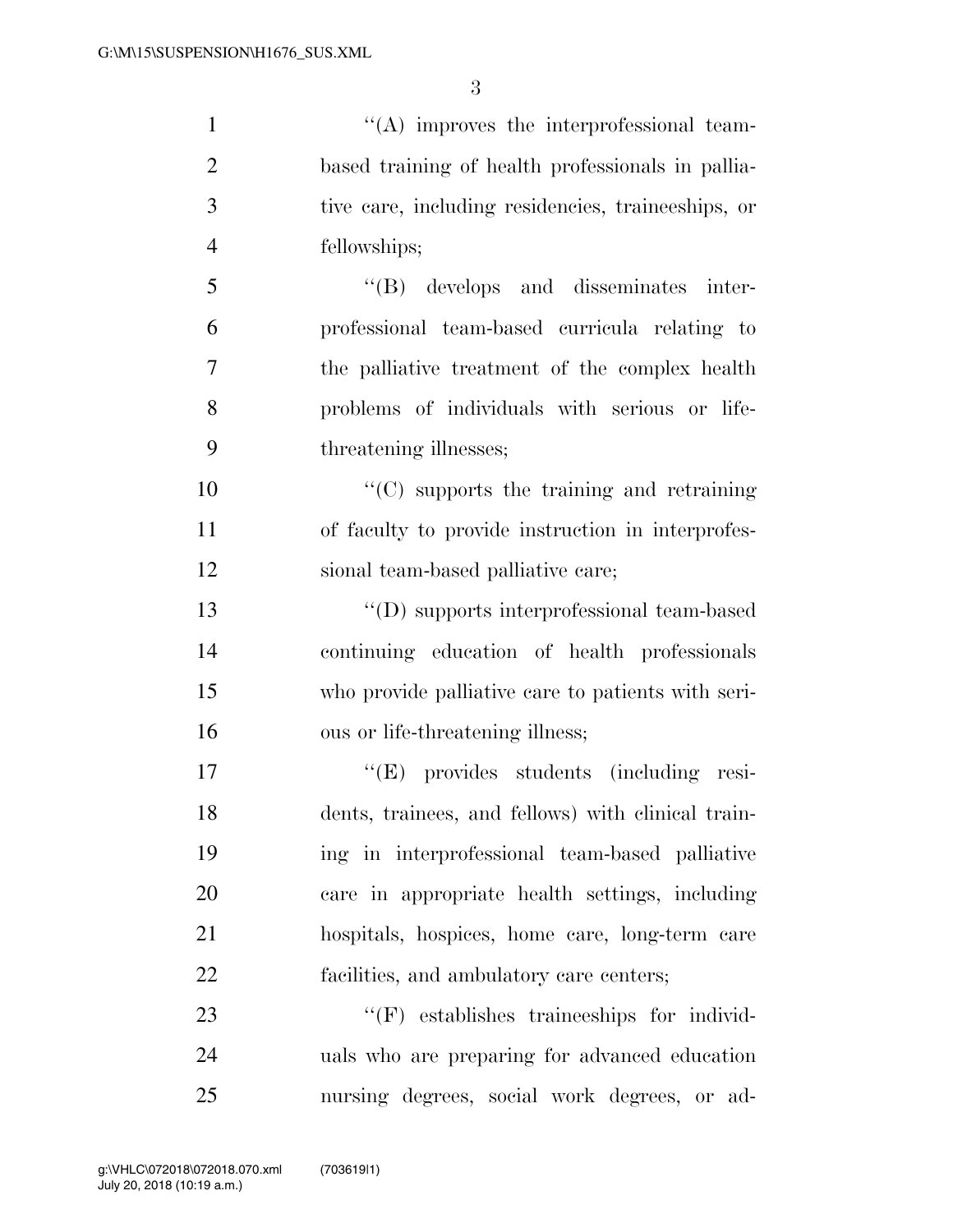''(A) improves the interprofessional team-based training of health professionals in palliative care, including residencies, traineeships, or fellowships;

''(B) develops and disseminates interprofessional team-based curricula relating to the palliative treatment of the complex health problems of individuals with serious or life-threatening illnesses;

''(C) supports the training and retraining of faculty to provide instruction in interprofessional team-based palliative care;

''(D) supports interprofessional team-based continuing education of health professionals who provide palliative care to patients with serious or life-threatening illness;

''(E) provides students (including residents, trainees, and fellows) with clinical training in interprofessional team-based palliative care in appropriate health settings, including hospitals, hospices, home care, long-term care facilities, and ambulatory care centers;

''(F) establishes traineeships for individuals who are preparing for advanced education nursing degrees, social work degrees, or ad-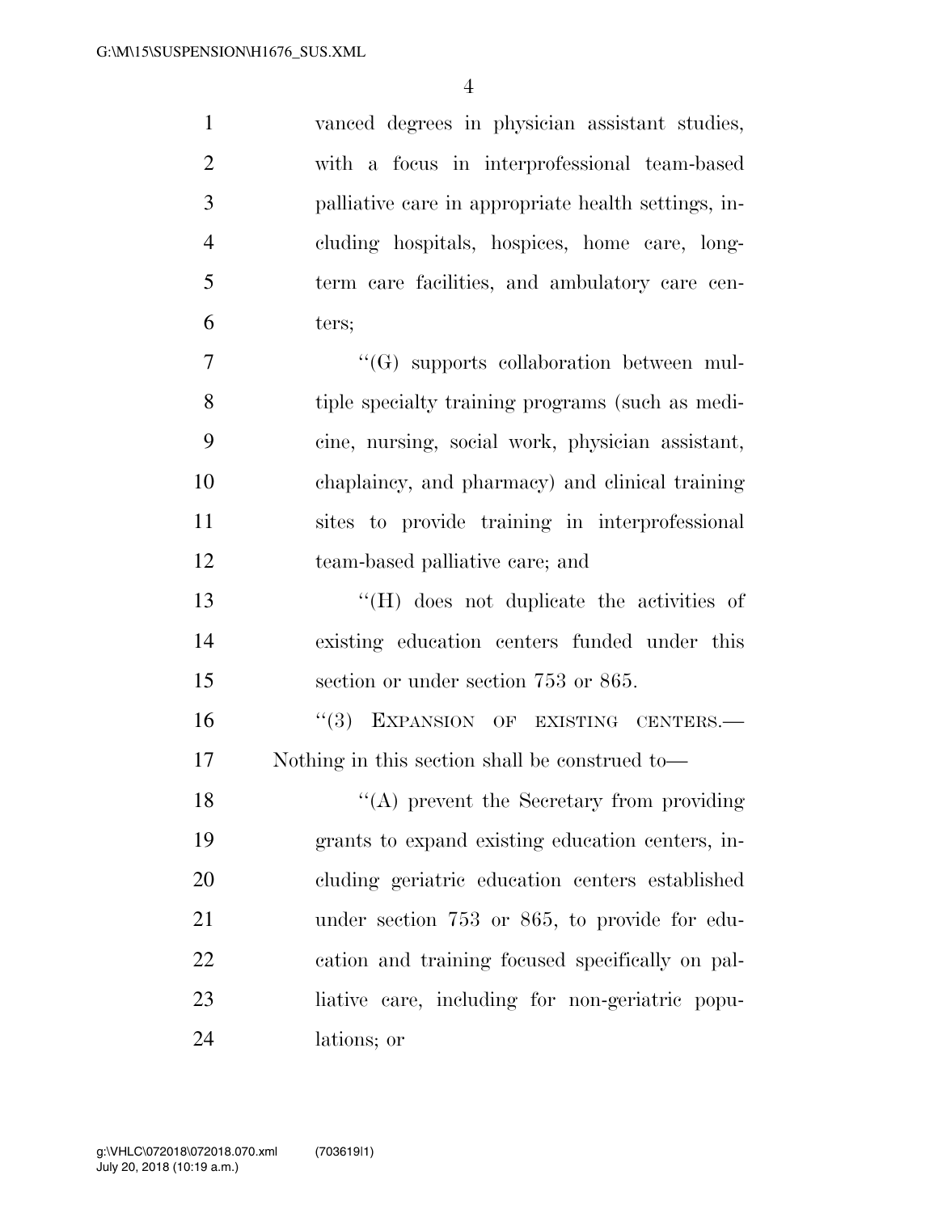vanced degrees in physician assistant studies, with a focus in interprofessional team-based palliative care in appropriate health settings, including hospitals, hospices, home care, long-term care facilities, and ambulatory care centers;

"(G) supports collaboration between multiple specialty training programs (such as medicine, nursing, social work, physician assistant, chaplaincy, and pharmacy) and clinical training sites to provide training in interprofessional team-based palliative care; and

"(H) does not duplicate the activities of existing education centers funded under this section or under section 753 or 865.

"(3) EXPANSION OF EXISTING CENTERS.—Nothing in this section shall be construed to—

"(A) prevent the Secretary from providing grants to expand existing education centers, including geriatric education centers established under section 753 or 865, to provide for education and training focused specifically on palliative care, including for non-geriatric populations; or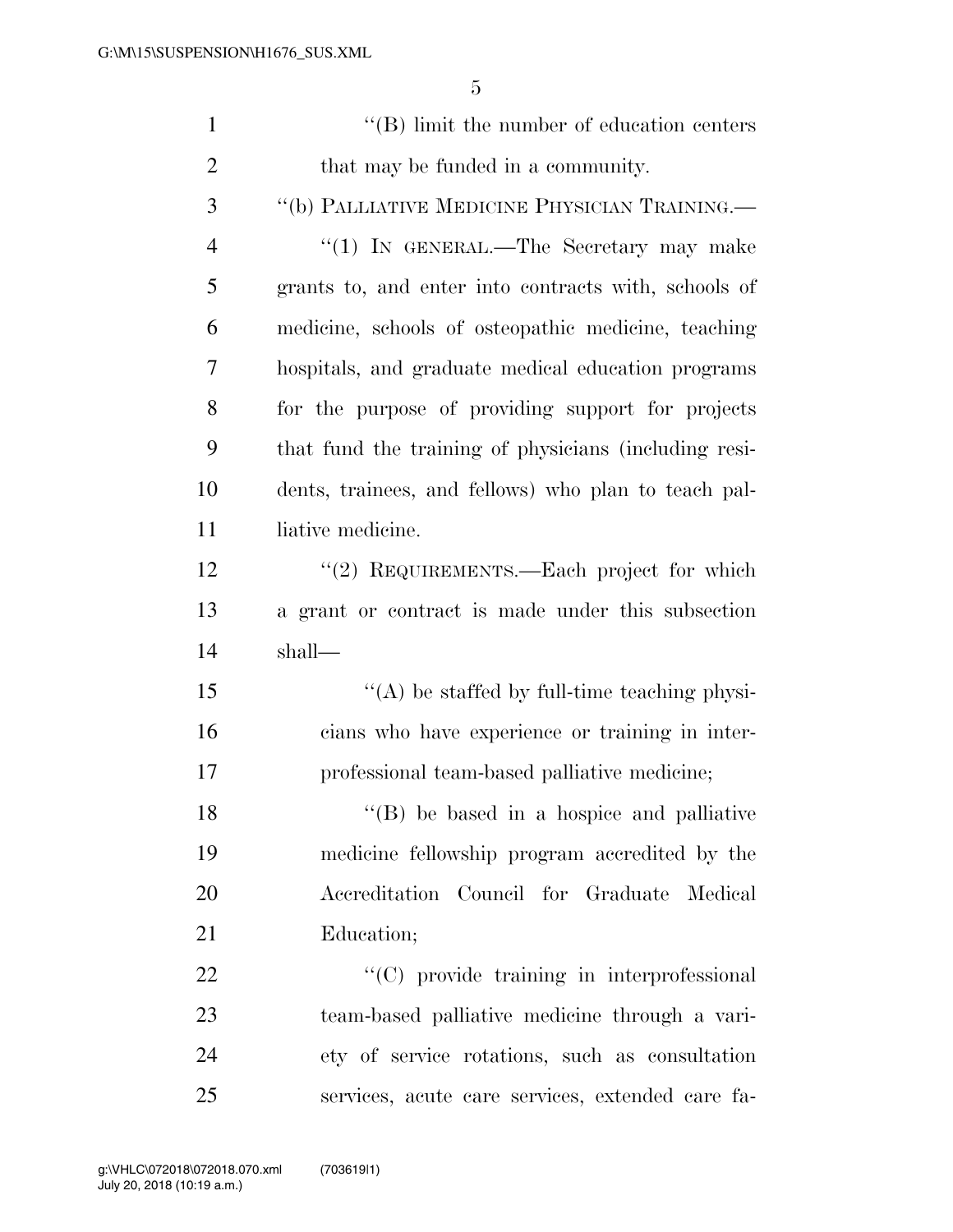"(B) limit the number of education centers that may be funded in a community.

"(b) PALLIATIVE MEDICINE PHYSICIAN TRAINING.—

"(1) IN GENERAL.—The Secretary may make grants to, and enter into contracts with, schools of medicine, schools of osteopathic medicine, teaching hospitals, and graduate medical education programs for the purpose of providing support for projects that fund the training of physicians (including residents, trainees, and fellows) who plan to teach palliative medicine.

"(2) REQUIREMENTS.—Each project for which a grant or contract is made under this subsection shall—

"(A) be staffed by full-time teaching physicians who have experience or training in interprofessional team-based palliative medicine;

"(B) be based in a hospice and palliative medicine fellowship program accredited by the Accreditation Council for Graduate Medical Education;

"(C) provide training in interprofessional team-based palliative medicine through a variety of service rotations, such as consultation services, acute care services, extended care fa-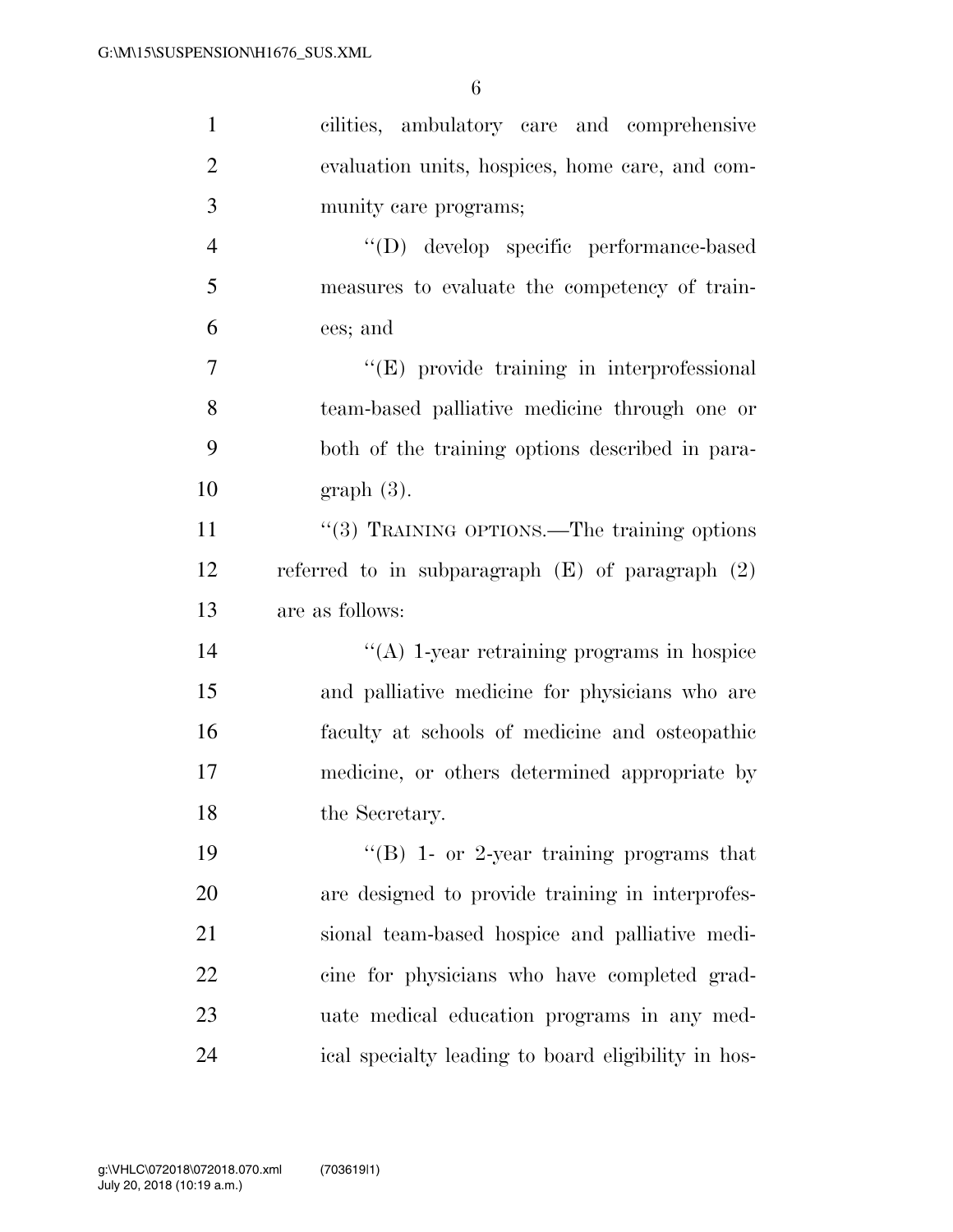cilities, ambulatory care and comprehensive evaluation units, hospices, home care, and community care programs;

"(D) develop specific performance-based measures to evaluate the competency of trainees; and

"(E) provide training in interprofessional team-based palliative medicine through one or both of the training options described in paragraph (3).

"(3) TRAINING OPTIONS.—The training options referred to in subparagraph (E) of paragraph (2) are as follows:

"(A) 1-year retraining programs in hospice and palliative medicine for physicians who are faculty at schools of medicine and osteopathic medicine, or others determined appropriate by the Secretary.

"(B) 1- or 2-year training programs that are designed to provide training in interprofessional team-based hospice and palliative medicine for physicians who have completed graduate medical education programs in any medical specialty leading to board eligibility in hos-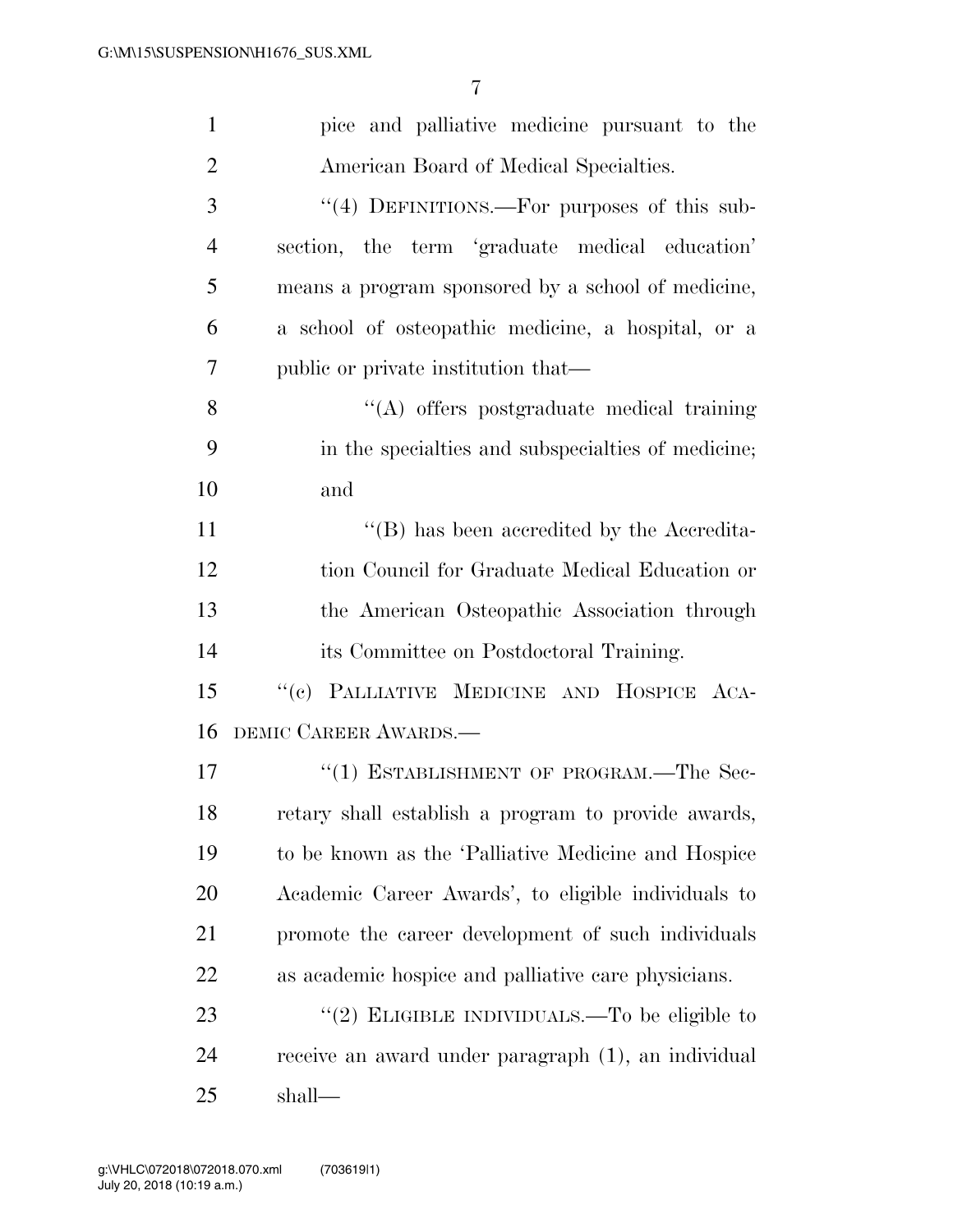pice and palliative medicine pursuant to the American Board of Medical Specialties.

''(4) DEFINITIONS.—For purposes of this subsection, the term 'graduate medical education' means a program sponsored by a school of medicine, a school of osteopathic medicine, a hospital, or a public or private institution that—

''(A) offers postgraduate medical training in the specialties and subspecialties of medicine; and

''(B) has been accredited by the Accreditation Council for Graduate Medical Education or the American Osteopathic Association through its Committee on Postdoctoral Training.

''(c) PALLIATIVE MEDICINE AND HOSPICE ACADEMIC CAREER AWARDS.—

''(1) ESTABLISHMENT OF PROGRAM.—The Secretary shall establish a program to provide awards, to be known as the 'Palliative Medicine and Hospice Academic Career Awards', to eligible individuals to promote the career development of such individuals as academic hospice and palliative care physicians.

''(2) ELIGIBLE INDIVIDUALS.—To be eligible to receive an award under paragraph (1), an individual shall—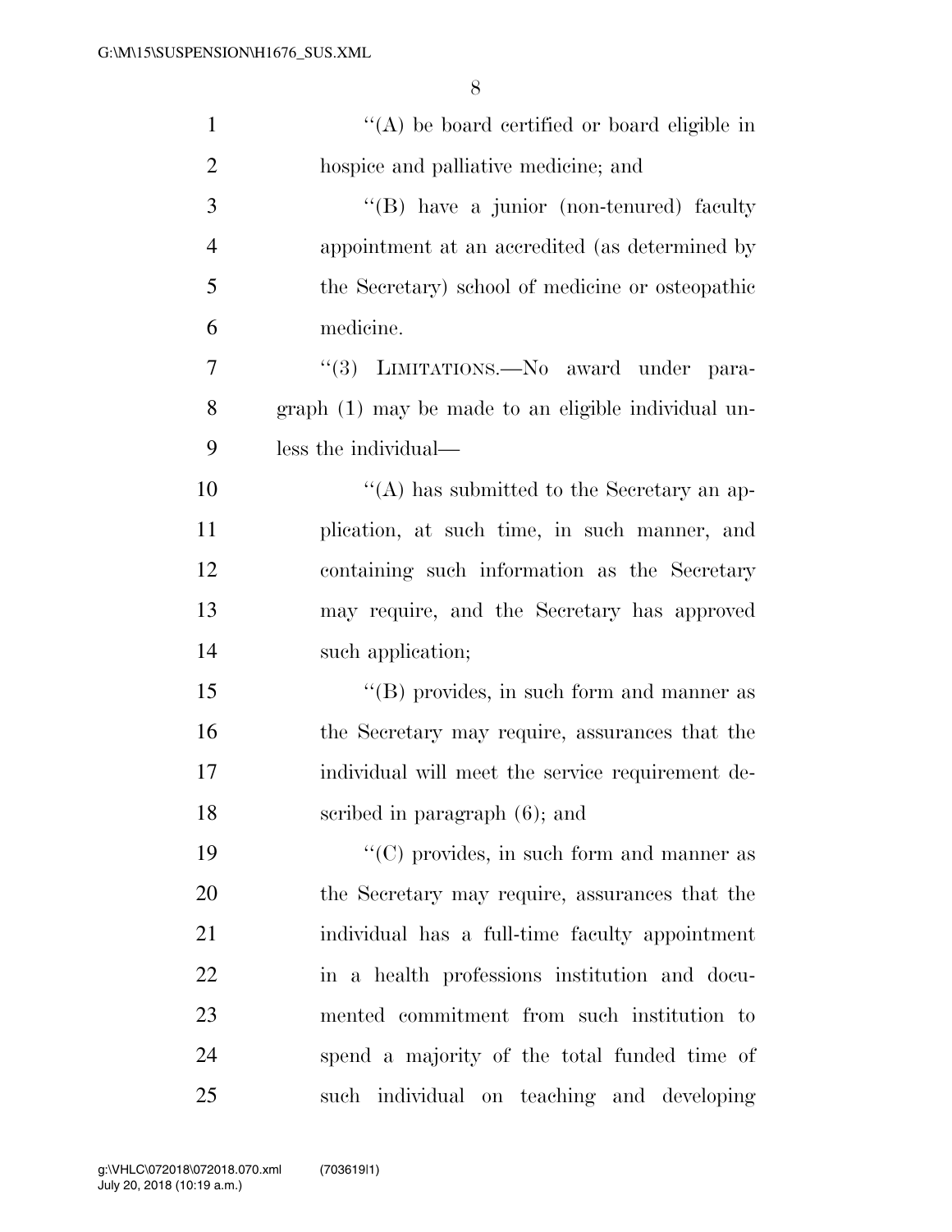"(A) be board certified or board eligible in hospice and palliative medicine; and

"(B) have a junior (non-tenured) faculty appointment at an accredited (as determined by the Secretary) school of medicine or osteopathic medicine.

"(3) LIMITATIONS.—No award under paragraph (1) may be made to an eligible individual unless the individual—

"(A) has submitted to the Secretary an application, at such time, in such manner, and containing such information as the Secretary may require, and the Secretary has approved such application;

"(B) provides, in such form and manner as the Secretary may require, assurances that the individual will meet the service requirement described in paragraph (6); and

"(C) provides, in such form and manner as the Secretary may require, assurances that the individual has a full-time faculty appointment in a health professions institution and documented commitment from such institution to spend a majority of the total funded time of such individual on teaching and developing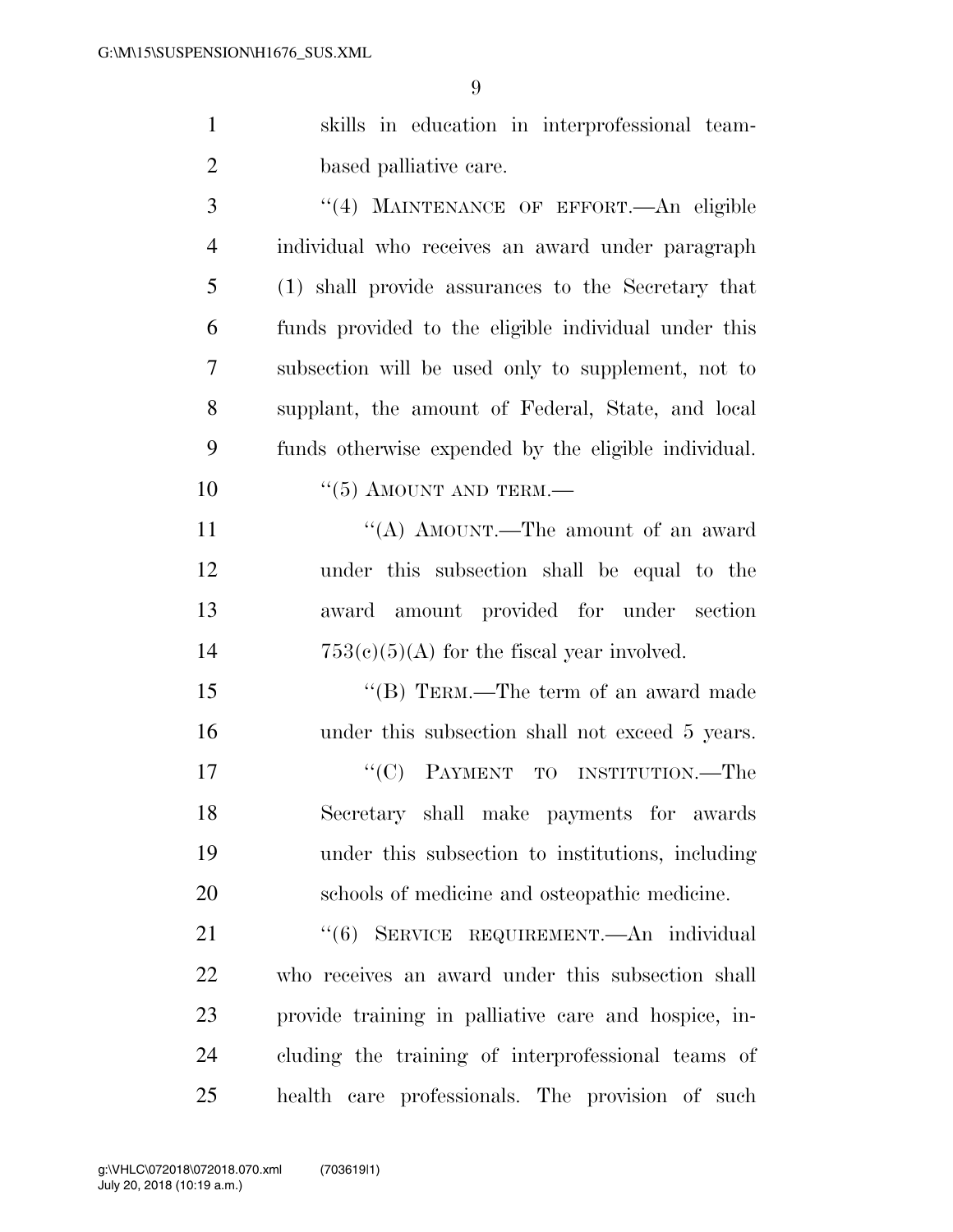skills in education in interprofessional team-based palliative care.

"(4) MAINTENANCE OF EFFORT.—An eligible individual who receives an award under paragraph (1) shall provide assurances to the Secretary that funds provided to the eligible individual under this subsection will be used only to supplement, not to supplant, the amount of Federal, State, and local funds otherwise expended by the eligible individual.

"(5) AMOUNT AND TERM.—

"(A) AMOUNT.—The amount of an award under this subsection shall be equal to the award amount provided for under section 753(c)(5)(A) for the fiscal year involved.

"(B) TERM.—The term of an award made under this subsection shall not exceed 5 years.

"(C) PAYMENT TO INSTITUTION.—The Secretary shall make payments for awards under this subsection to institutions, including schools of medicine and osteopathic medicine.

"(6) SERVICE REQUIREMENT.—An individual who receives an award under this subsection shall provide training in palliative care and hospice, including the training of interprofessional teams of health care professionals. The provision of such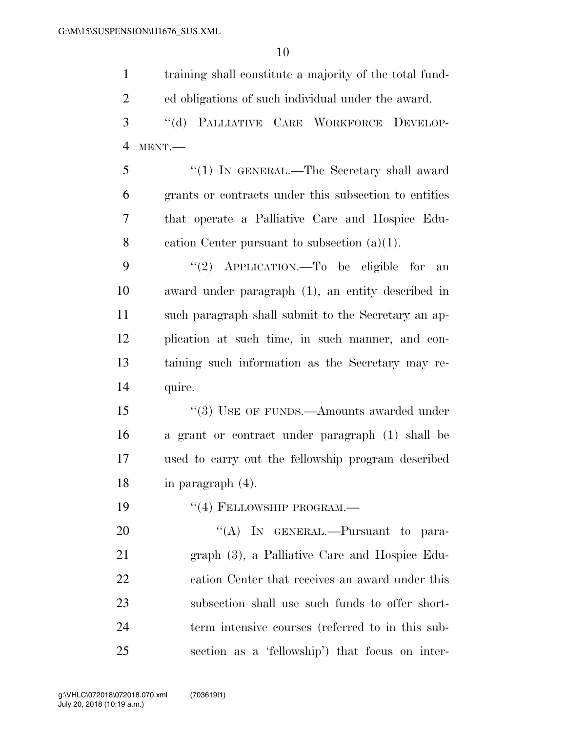training shall constitute a majority of the total funded obligations of such individual under the award.

"(d) PALLIATIVE CARE WORKFORCE DEVELOPMENT.—

"(1) IN GENERAL.—The Secretary shall award grants or contracts under this subsection to entities that operate a Palliative Care and Hospice Education Center pursuant to subsection (a)(1).

"(2) APPLICATION.—To be eligible for an award under paragraph (1), an entity described in such paragraph shall submit to the Secretary an application at such time, in such manner, and containing such information as the Secretary may require.

"(3) USE OF FUNDS.—Amounts awarded under a grant or contract under paragraph (1) shall be used to carry out the fellowship program described in paragraph (4).

"(4) FELLOWSHIP PROGRAM.—

"(A) IN GENERAL.—Pursuant to paragraph (3), a Palliative Care and Hospice Education Center that receives an award under this subsection shall use such funds to offer short-term intensive courses (referred to in this subsection as a 'fellowship') that focus on inter-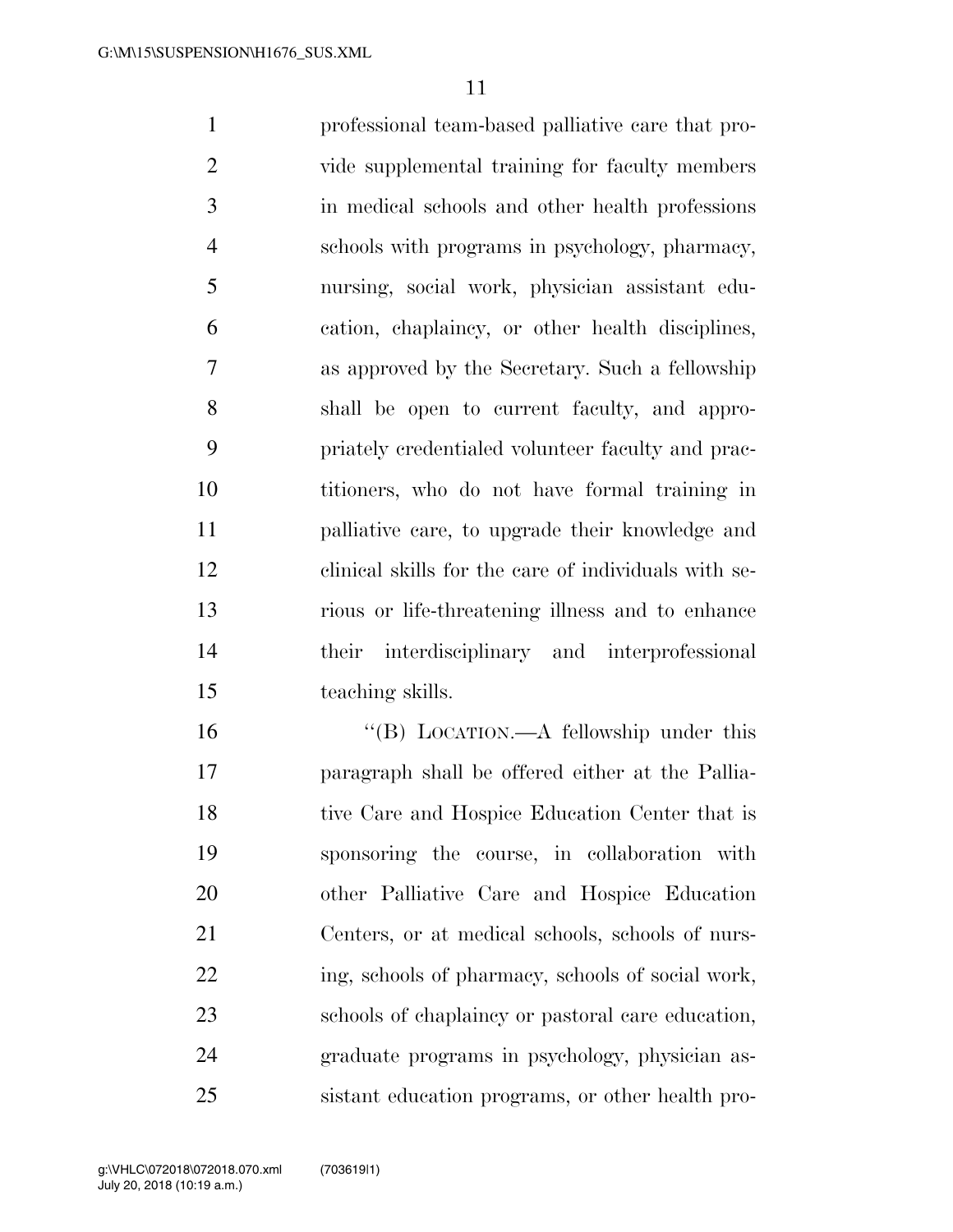professional team-based palliative care that provide supplemental training for faculty members in medical schools and other health professions schools with programs in psychology, pharmacy, nursing, social work, physician assistant education, chaplaincy, or other health disciplines, as approved by the Secretary. Such a fellowship shall be open to current faculty, and appropriately credentialed volunteer faculty and practitioners, who do not have formal training in palliative care, to upgrade their knowledge and clinical skills for the care of individuals with serious or life-threatening illness and to enhance their interdisciplinary and interprofessional teaching skills.

"(B) LOCATION.—A fellowship under this paragraph shall be offered either at the Palliative Care and Hospice Education Center that is sponsoring the course, in collaboration with other Palliative Care and Hospice Education Centers, or at medical schools, schools of nursing, schools of pharmacy, schools of social work, schools of chaplaincy or pastoral care education, graduate programs in psychology, physician assistant education programs, or other health pro-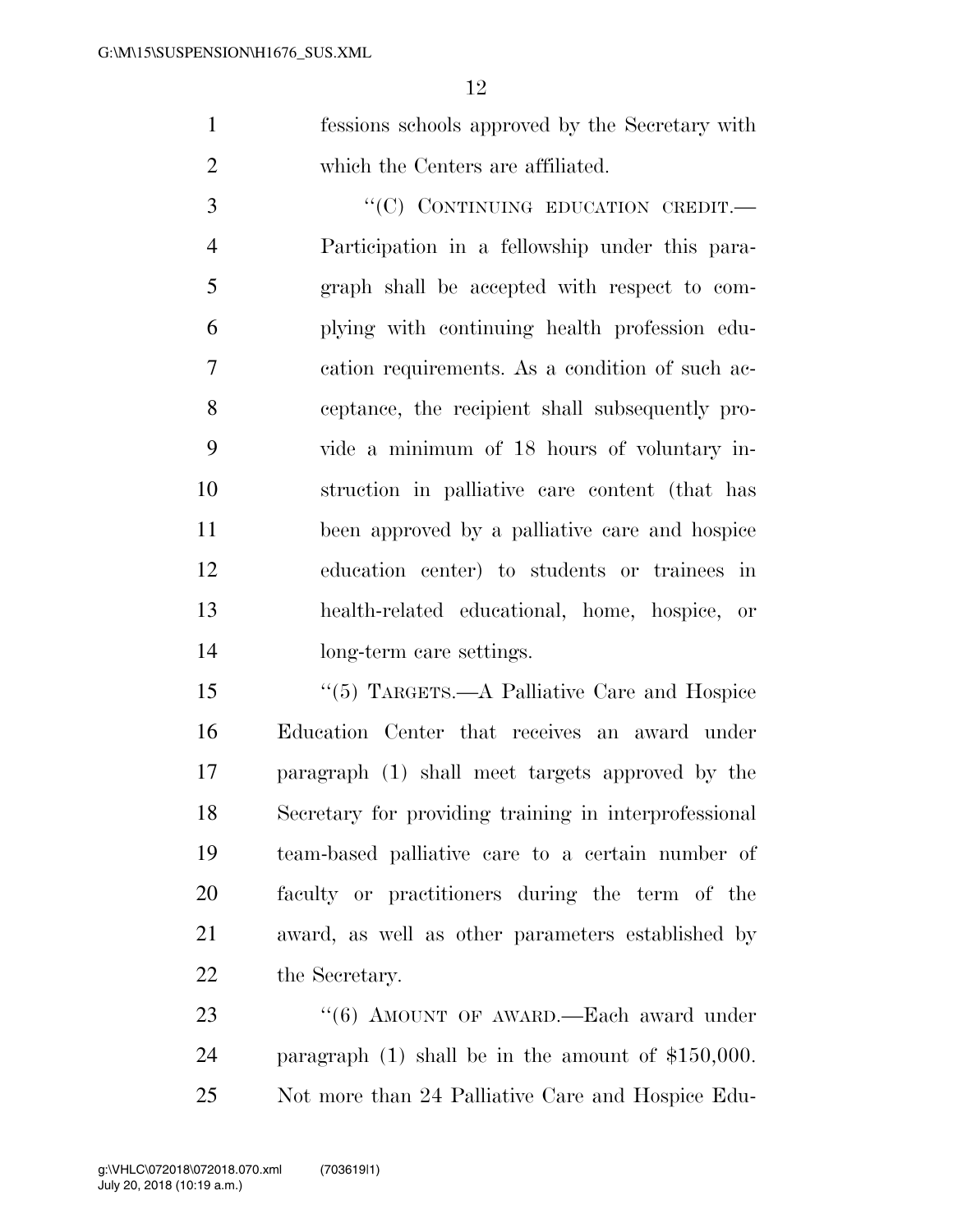fessions schools approved by the Secretary with which the Centers are affiliated.

"(C) CONTINUING EDUCATION CREDIT.— Participation in a fellowship under this paragraph shall be accepted with respect to complying with continuing health profession education requirements. As a condition of such acceptance, the recipient shall subsequently provide a minimum of 18 hours of voluntary instruction in palliative care content (that has been approved by a palliative care and hospice education center) to students or trainees in health-related educational, home, hospice, or long-term care settings.

"(5) TARGETS.—A Palliative Care and Hospice Education Center that receives an award under paragraph (1) shall meet targets approved by the Secretary for providing training in interprofessional team-based palliative care to a certain number of faculty or practitioners during the term of the award, as well as other parameters established by the Secretary.

"(6) AMOUNT OF AWARD.—Each award under paragraph (1) shall be in the amount of $150,000. Not more than 24 Palliative Care and Hospice Edu-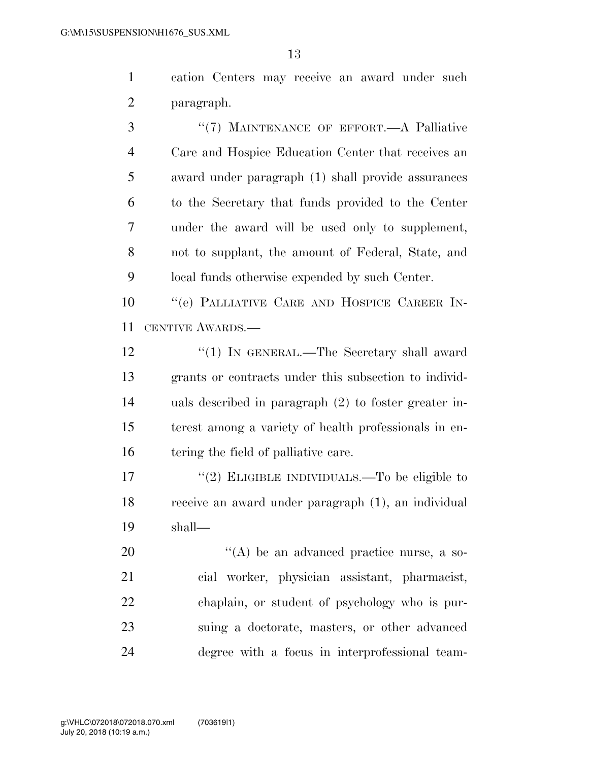cation Centers may receive an award under such paragraph.

"(7) MAINTENANCE OF EFFORT.—A Palliative Care and Hospice Education Center that receives an award under paragraph (1) shall provide assurances to the Secretary that funds provided to the Center under the award will be used only to supplement, not to supplant, the amount of Federal, State, and local funds otherwise expended by such Center.

"(e) PALLIATIVE CARE AND HOSPICE CAREER INCENTIVE AWARDS.—

"(1) IN GENERAL.—The Secretary shall award grants or contracts under this subsection to individuals described in paragraph (2) to foster greater interest among a variety of health professionals in entering the field of palliative care.

"(2) ELIGIBLE INDIVIDUALS.—To be eligible to receive an award under paragraph (1), an individual shall—

"(A) be an advanced practice nurse, a social worker, physician assistant, pharmacist, chaplain, or student of psychology who is pursuing a doctorate, masters, or other advanced degree with a focus in interprofessional team-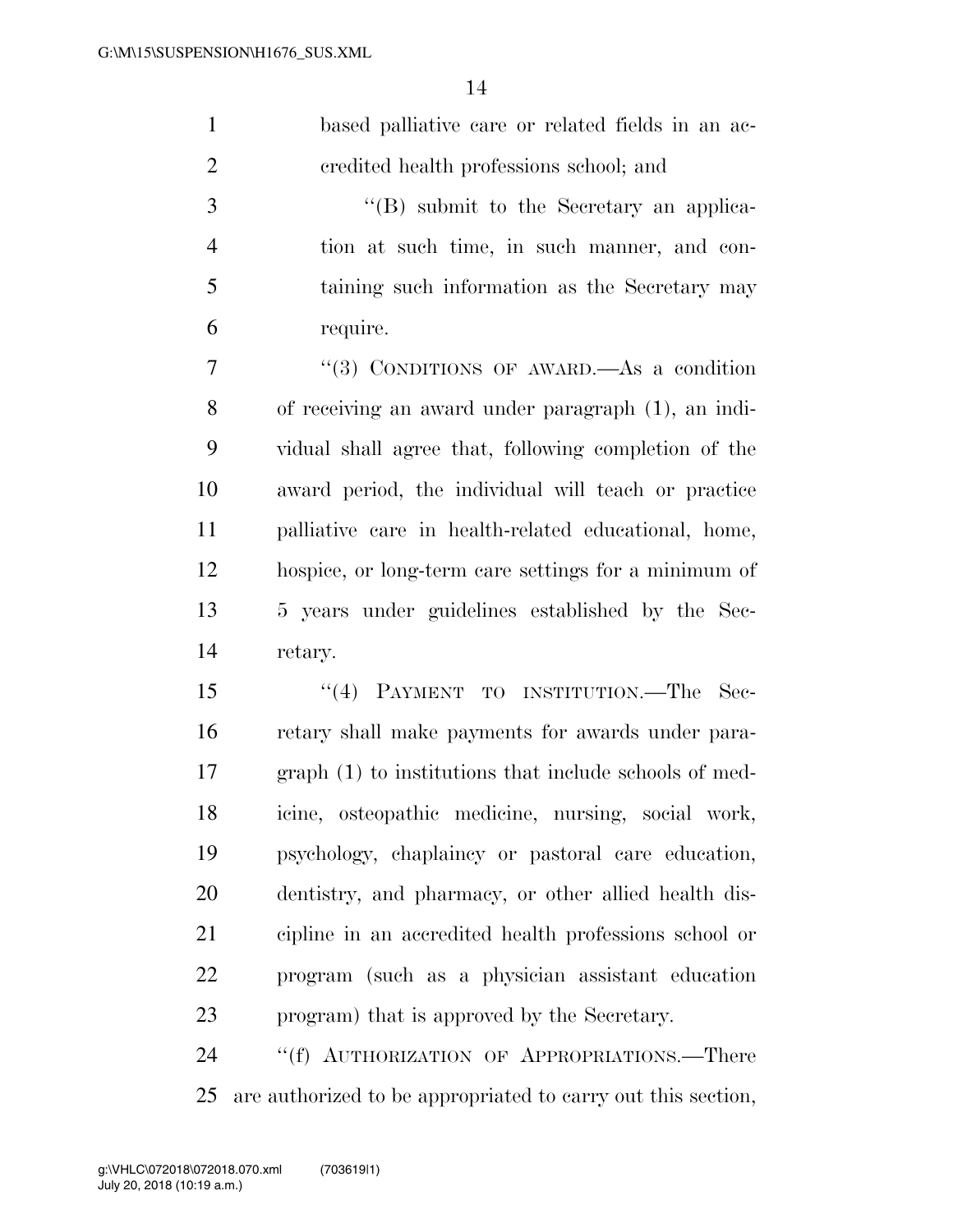based palliative care or related fields in an accredited health professions school; and

"(B) submit to the Secretary an application at such time, in such manner, and containing such information as the Secretary may require.

"(3) CONDITIONS OF AWARD.—As a condition of receiving an award under paragraph (1), an individual shall agree that, following completion of the award period, the individual will teach or practice palliative care in health-related educational, home, hospice, or long-term care settings for a minimum of 5 years under guidelines established by the Secretary.

"(4) PAYMENT TO INSTITUTION.—The Secretary shall make payments for awards under paragraph (1) to institutions that include schools of medicine, osteopathic medicine, nursing, social work, psychology, chaplaincy or pastoral care education, dentistry, and pharmacy, or other allied health discipline in an accredited health professions school or program (such as a physician assistant education program) that is approved by the Secretary.

"(f) AUTHORIZATION OF APPROPRIATIONS.—There are authorized to be appropriated to carry out this section,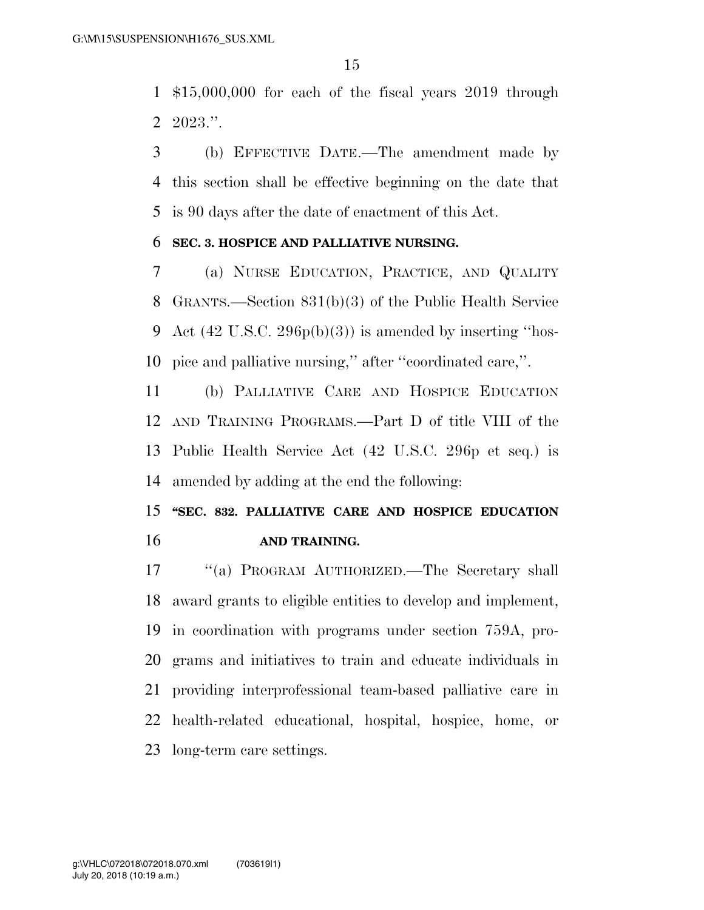$15,000,000 for each of the fiscal years 2019 through 2023.''.

(b) EFFECTIVE DATE.—The amendment made by this section shall be effective beginning on the date that is 90 days after the date of enactment of this Act.

**SEC. 3. HOSPICE AND PALLIATIVE NURSING.**

(a) NURSE EDUCATION, PRACTICE, AND QUALITY GRANTS.—Section 831(b)(3) of the Public Health Service Act (42 U.S.C. 296p(b)(3)) is amended by inserting ''hospice and palliative nursing,'' after ''coordinated care,''.

(b) PALLIATIVE CARE AND HOSPICE EDUCATION AND TRAINING PROGRAMS.—Part D of title VIII of the Public Health Service Act (42 U.S.C. 296p et seq.) is amended by adding at the end the following:

**''SEC. 832. PALLIATIVE CARE AND HOSPICE EDUCATION AND TRAINING.**

''(a) PROGRAM AUTHORIZED.—The Secretary shall award grants to eligible entities to develop and implement, in coordination with programs under section 759A, programs and initiatives to train and educate individuals in providing interprofessional team-based palliative care in health-related educational, hospital, hospice, home, or long-term care settings.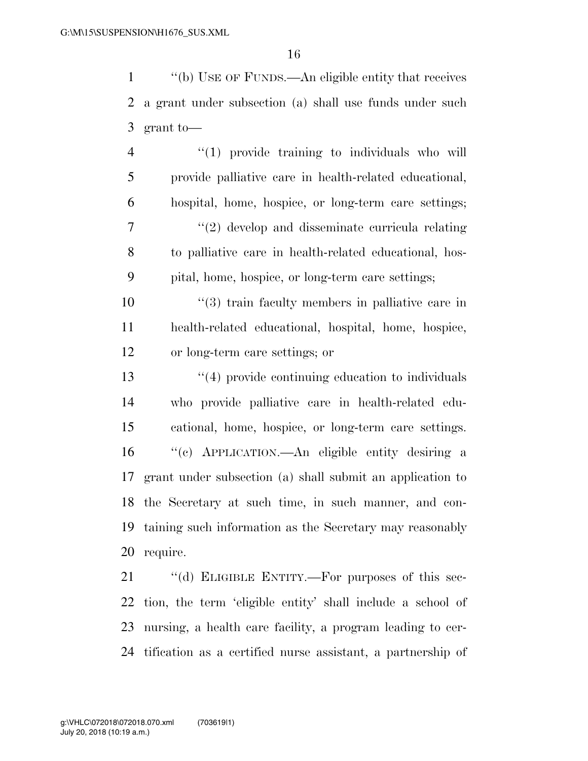"(b) USE OF FUNDS.—An eligible entity that receives a grant under subsection (a) shall use funds under such grant to—

"(1) provide training to individuals who will provide palliative care in health-related educational, hospital, home, hospice, or long-term care settings;

"(2) develop and disseminate curricula relating to palliative care in health-related educational, hospital, home, hospice, or long-term care settings;

"(3) train faculty members in palliative care in health-related educational, hospital, home, hospice, or long-term care settings; or

"(4) provide continuing education to individuals who provide palliative care in health-related educational, home, hospice, or long-term care settings.

"(c) APPLICATION.—An eligible entity desiring a grant under subsection (a) shall submit an application to the Secretary at such time, in such manner, and containing such information as the Secretary may reasonably require.

"(d) ELIGIBLE ENTITY.—For purposes of this section, the term 'eligible entity' shall include a school of nursing, a health care facility, a program leading to certification as a certified nurse assistant, a partnership of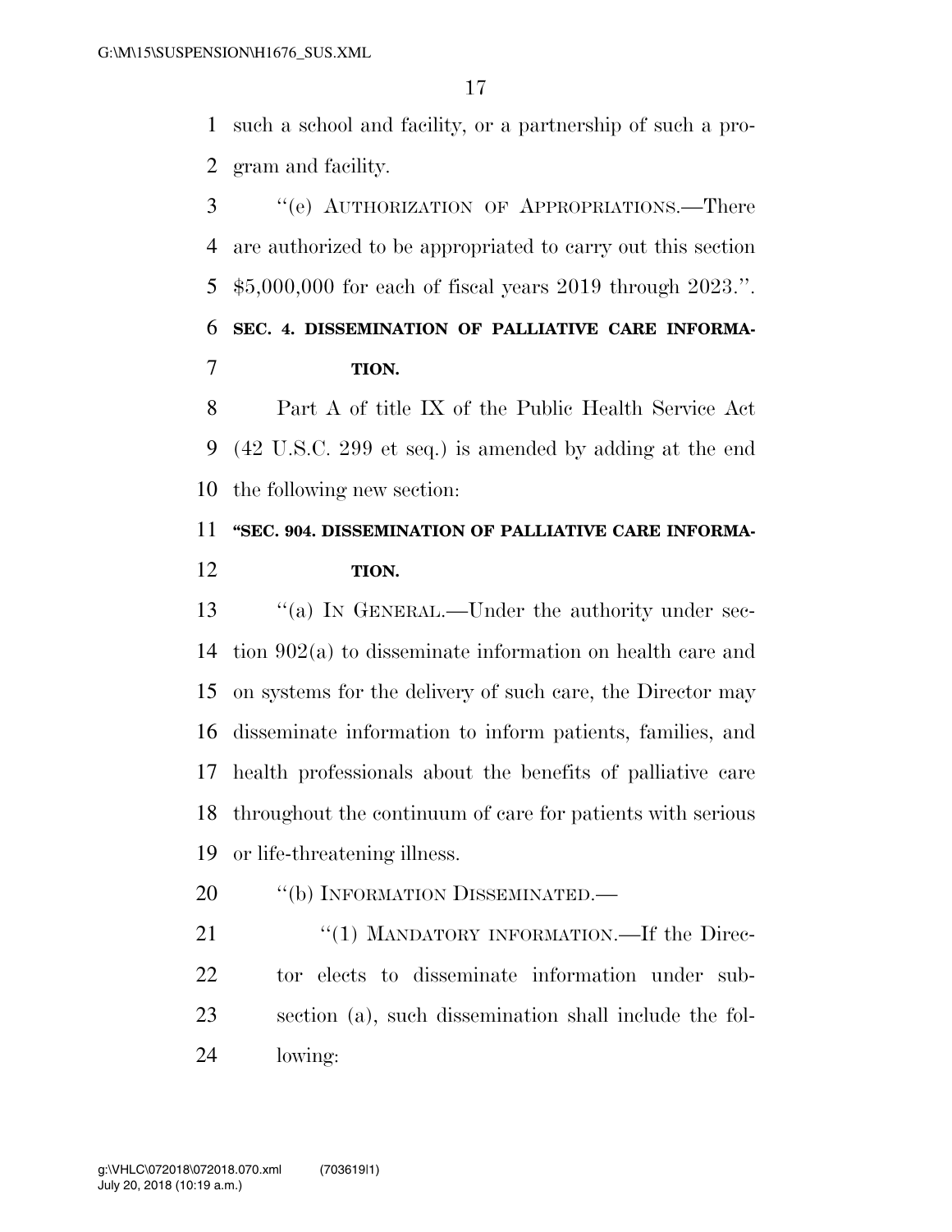such a school and facility, or a partnership of such a program and facility.

"(e) AUTHORIZATION OF APPROPRIATIONS.—There are authorized to be appropriated to carry out this section $5,000,000 for each of fiscal years 2019 through 2023.".

**SEC. 4. DISSEMINATION OF PALLIATIVE CARE INFORMATION.**

Part A of title IX of the Public Health Service Act (42 U.S.C. 299 et seq.) is amended by adding at the end the following new section:

**"SEC. 904. DISSEMINATION OF PALLIATIVE CARE INFORMATION.**

"(a) IN GENERAL.—Under the authority under section 902(a) to disseminate information on health care and on systems for the delivery of such care, the Director may disseminate information to inform patients, families, and health professionals about the benefits of palliative care throughout the continuum of care for patients with serious or life-threatening illness.

"(b) INFORMATION DISSEMINATED.—

"(1) MANDATORY INFORMATION.—If the Director elects to disseminate information under subsection (a), such dissemination shall include the following: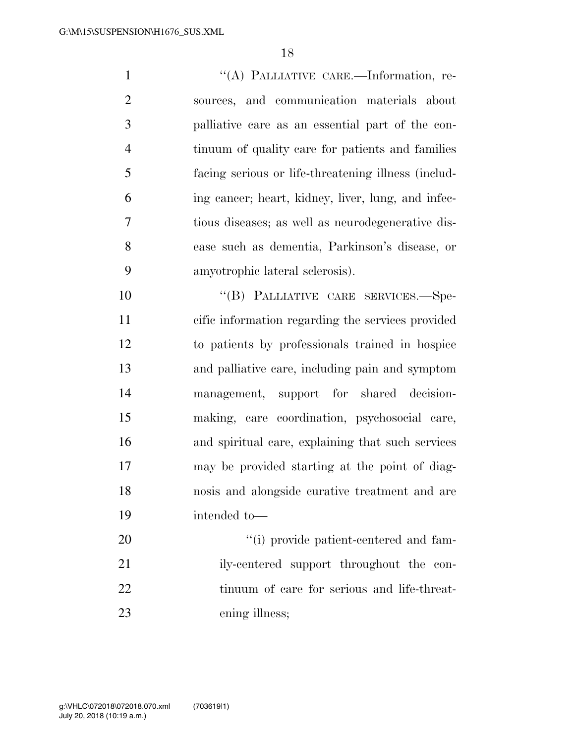"(A) PALLIATIVE CARE.—Information, resources, and communication materials about palliative care as an essential part of the continuum of quality care for patients and families facing serious or life-threatening illness (including cancer; heart, kidney, liver, lung, and infectious diseases; as well as neurodegenerative disease such as dementia, Parkinson's disease, or amyotrophic lateral sclerosis).

"(B) PALLIATIVE CARE SERVICES.—Specific information regarding the services provided to patients by professionals trained in hospice and palliative care, including pain and symptom management, support for shared decision-making, care coordination, psychosocial care, and spiritual care, explaining that such services may be provided starting at the point of diagnosis and alongside curative treatment and are intended to—

"(i) provide patient-centered and family-centered support throughout the continuum of care for serious and life-threatening illness;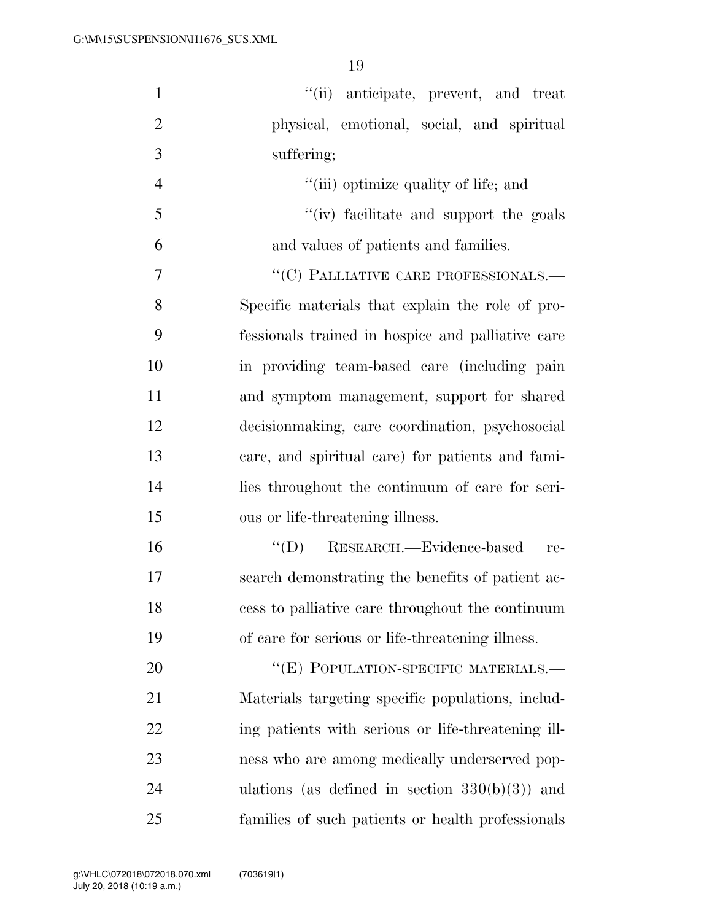"(ii) anticipate, prevent, and treat physical, emotional, social, and spiritual suffering;

"(iii) optimize quality of life; and

"(iv) facilitate and support the goals and values of patients and families.

"(C) PALLIATIVE CARE PROFESSIONALS.—Specific materials that explain the role of professionals trained in hospice and palliative care in providing team-based care (including pain and symptom management, support for shared decisionmaking, care coordination, psychosocial care, and spiritual care) for patients and families throughout the continuum of care for serious or life-threatening illness.

"(D) RESEARCH.—Evidence-based research demonstrating the benefits of patient access to palliative care throughout the continuum of care for serious or life-threatening illness.

"(E) POPULATION-SPECIFIC MATERIALS.—Materials targeting specific populations, including patients with serious or life-threatening illness who are among medically underserved populations (as defined in section 330(b)(3)) and families of such patients or health professionals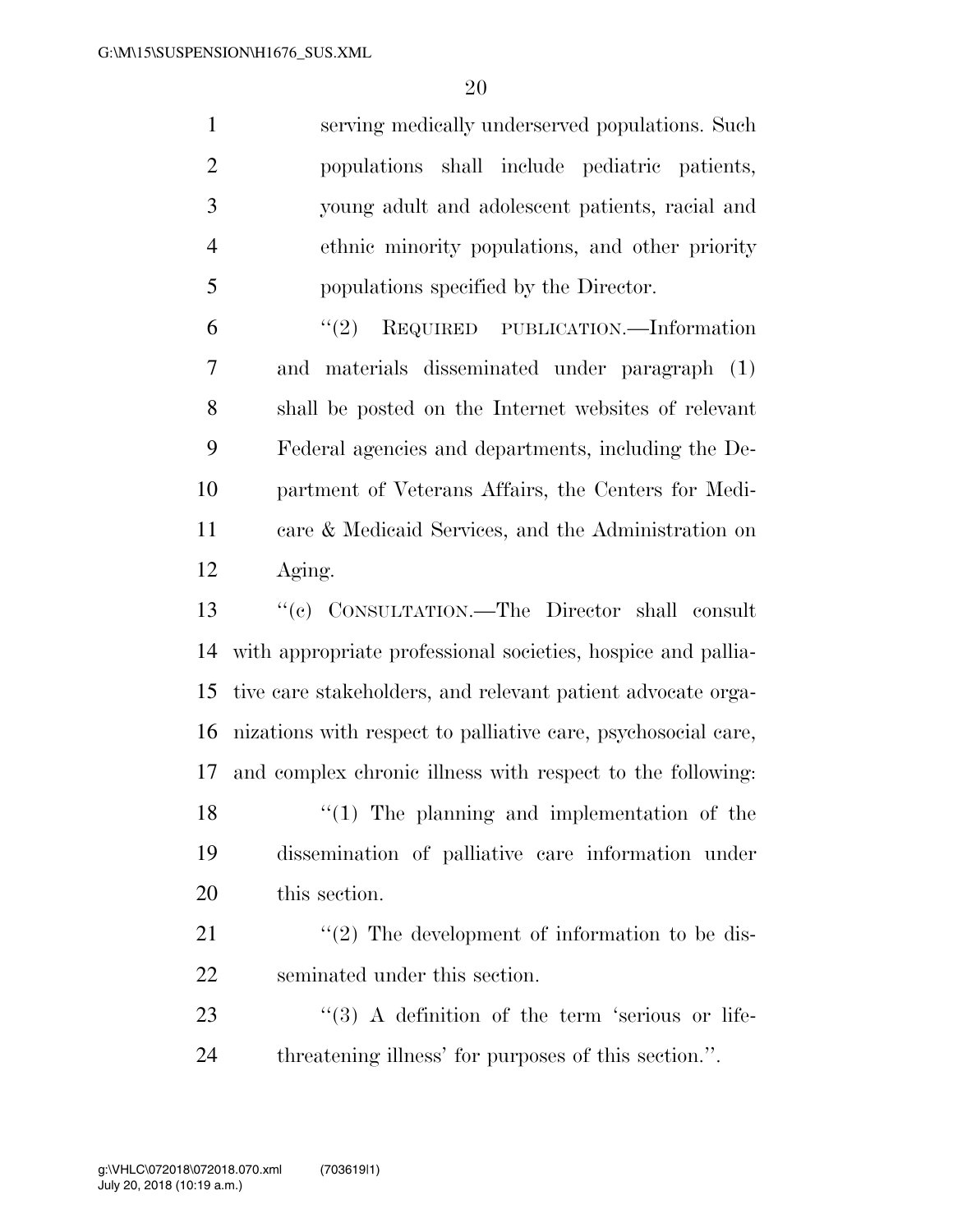serving medically underserved populations. Such populations shall include pediatric patients, young adult and adolescent patients, racial and ethnic minority populations, and other priority populations specified by the Director.

"(2) REQUIRED PUBLICATION.—Information and materials disseminated under paragraph (1) shall be posted on the Internet websites of relevant Federal agencies and departments, including the Department of Veterans Affairs, the Centers for Medicare & Medicaid Services, and the Administration on Aging.

"(c) CONSULTATION.—The Director shall consult with appropriate professional societies, hospice and palliative care stakeholders, and relevant patient advocate organizations with respect to palliative care, psychosocial care, and complex chronic illness with respect to the following:

"(1) The planning and implementation of the dissemination of palliative care information under this section.

"(2) The development of information to be disseminated under this section.

"(3) A definition of the term 'serious or life-threatening illness' for purposes of this section.".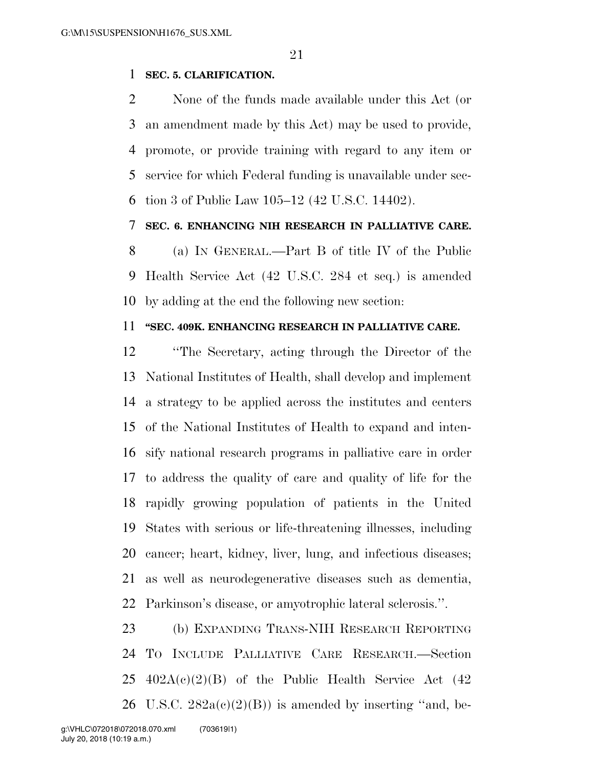**SEC. 5. CLARIFICATION.**

None of the funds made available under this Act (or an amendment made by this Act) may be used to provide, promote, or provide training with regard to any item or service for which Federal funding is unavailable under section 3 of Public Law 105–12 (42 U.S.C. 14402).

**SEC. 6. ENHANCING NIH RESEARCH IN PALLIATIVE CARE.**

(a) IN GENERAL.—Part B of title IV of the Public Health Service Act (42 U.S.C. 284 et seq.) is amended by adding at the end the following new section:

**"SEC. 409K. ENHANCING RESEARCH IN PALLIATIVE CARE.**

"The Secretary, acting through the Director of the National Institutes of Health, shall develop and implement a strategy to be applied across the institutes and centers of the National Institutes of Health to expand and intensify national research programs in palliative care in order to address the quality of care and quality of life for the rapidly growing population of patients in the United States with serious or life-threatening illnesses, including cancer; heart, kidney, liver, lung, and infectious diseases; as well as neurodegenerative diseases such as dementia, Parkinson's disease, or amyotrophic lateral sclerosis.".

(b) EXPANDING TRANS-NIH RESEARCH REPORTING TO INCLUDE PALLIATIVE CARE RESEARCH.—Section 402A(c)(2)(B) of the Public Health Service Act (42 U.S.C. 282a(c)(2)(B)) is amended by inserting "and, be-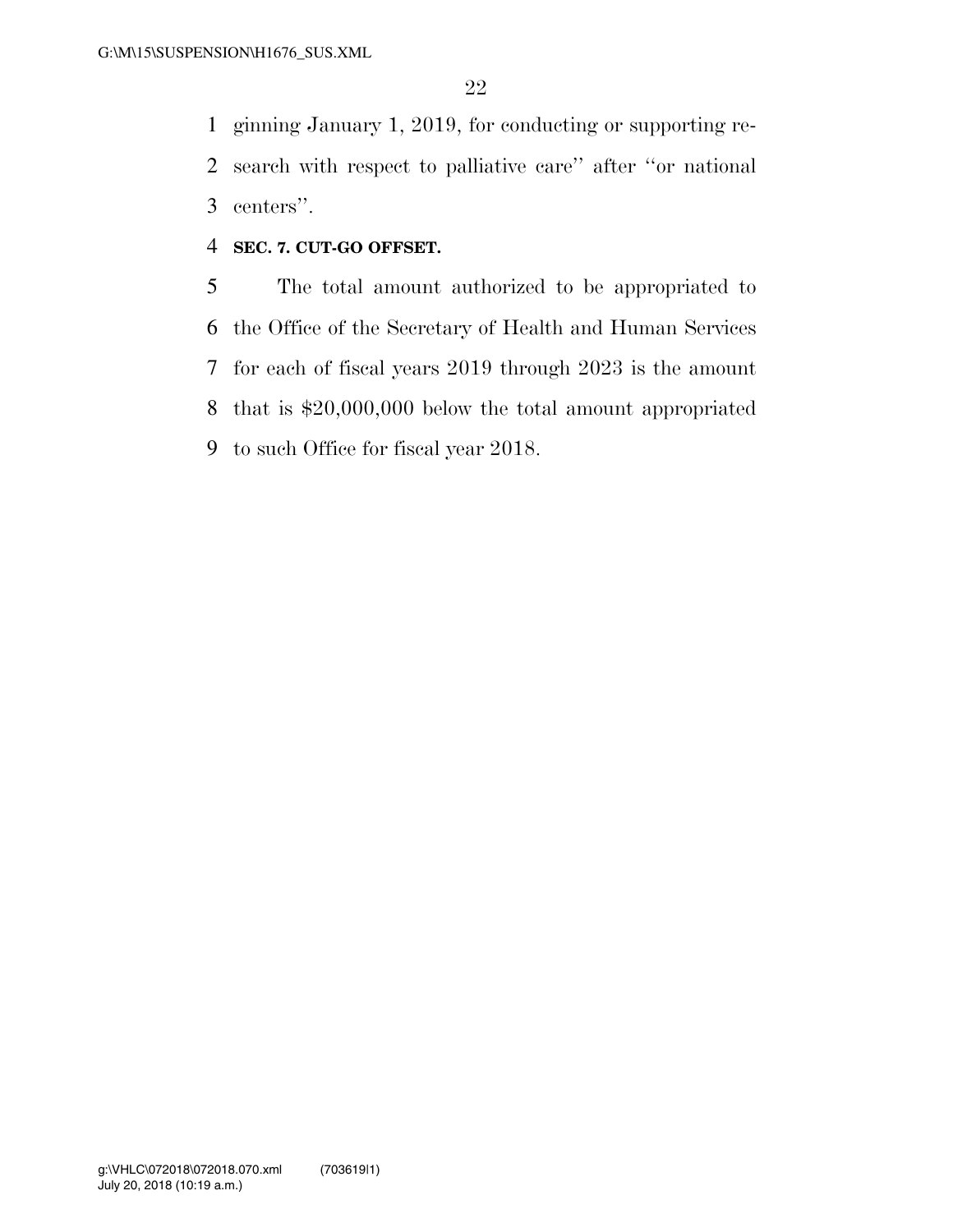ginning January 1, 2019, for conducting or supporting research with respect to palliative care'' after ''or national centers''.

**SEC. 7. CUT-GO OFFSET.**

The total amount authorized to be appropriated to the Office of the Secretary of Health and Human Services for each of fiscal years 2019 through 2023 is the amount that is $20,000,000 below the total amount appropriated to such Office for fiscal year 2018.